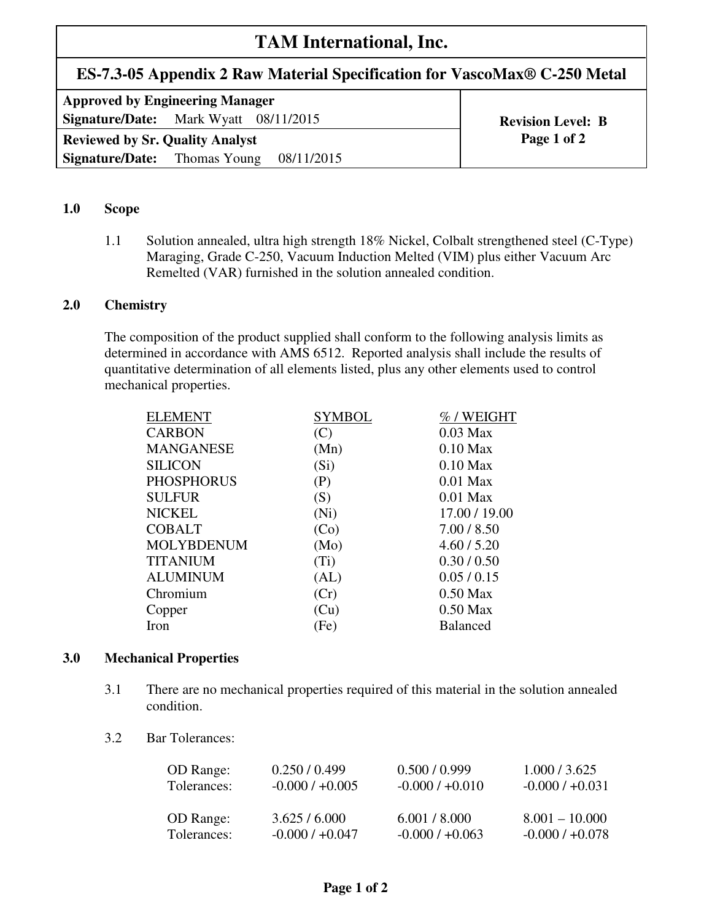# TAM International, Inc.

## ES-7.3-05 Appendix 2 Raw Material Specification for VascoMax® C-250 Metal

| Approved by Engineering Manager | Revision Level: B |
|---|---|
| **Signature/Date:** Mark Wyatt 08/11/2015 | Page 1 of 2 |
| **Reviewed by Sr. Quality Analyst** | |
| **Signature/Date:** Thomas Young 08/11/2015 | |

### 1.0 Scope

1.1 Solution annealed, ultra high strength 18% Nickel, Colbalt strengthened steel (C-Type) Maraging, Grade C-250, Vacuum Induction Melted (VIM) plus either Vacuum Arc Remelted (VAR) furnished in the solution annealed condition.

### 2.0 Chemistry

The composition of the product supplied shall conform to the following analysis limits as determined in accordance with AMS 6512. Reported analysis shall include the results of quantitative determination of all elements listed, plus any other elements used to control mechanical properties.

| ELEMENT | SYMBOL | % / WEIGHT |
|---|---|---|
| CARBON | (C) | 0.03 Max |
| MANGANESE | (Mn) | 0.10 Max |
| SILICON | (Si) | 0.10 Max |
| PHOSPHORUS | (P) | 0.01 Max |
| SULFUR | (S) | 0.01 Max |
| NICKEL | (Ni) | 17.00 / 19.00 |
| COBALT | (Co) | 7.00 / 8.50 |
| MOLYBDENUM | (Mo) | 4.60 / 5.20 |
| TITANIUM | (Ti) | 0.30 / 0.50 |
| ALUMINUM | (AL) | 0.05 / 0.15 |
| Chromium | (Cr) | 0.50 Max |
| Copper | (Cu) | 0.50 Max |
| Iron | (Fe) | Balanced |

### 3.0 Mechanical Properties

3.1 There are no mechanical properties required of this material in the solution annealed condition.

3.2 Bar Tolerances:

| OD Range: | 0.250 / 0.499 | 0.500 / 0.999 | 1.000 / 3.625 |
|---|---|---|---|
| Tolerances: | -0.000 / +0.005 | -0.000 / +0.010 | -0.000 / +0.031 |
| OD Range: | 3.625 / 6.000 | 6.001 / 8.000 | 8.001 – 10.000 |
| Tolerances: | -0.000 / +0.047 | -0.000 / +0.063 | -0.000 / +0.078 |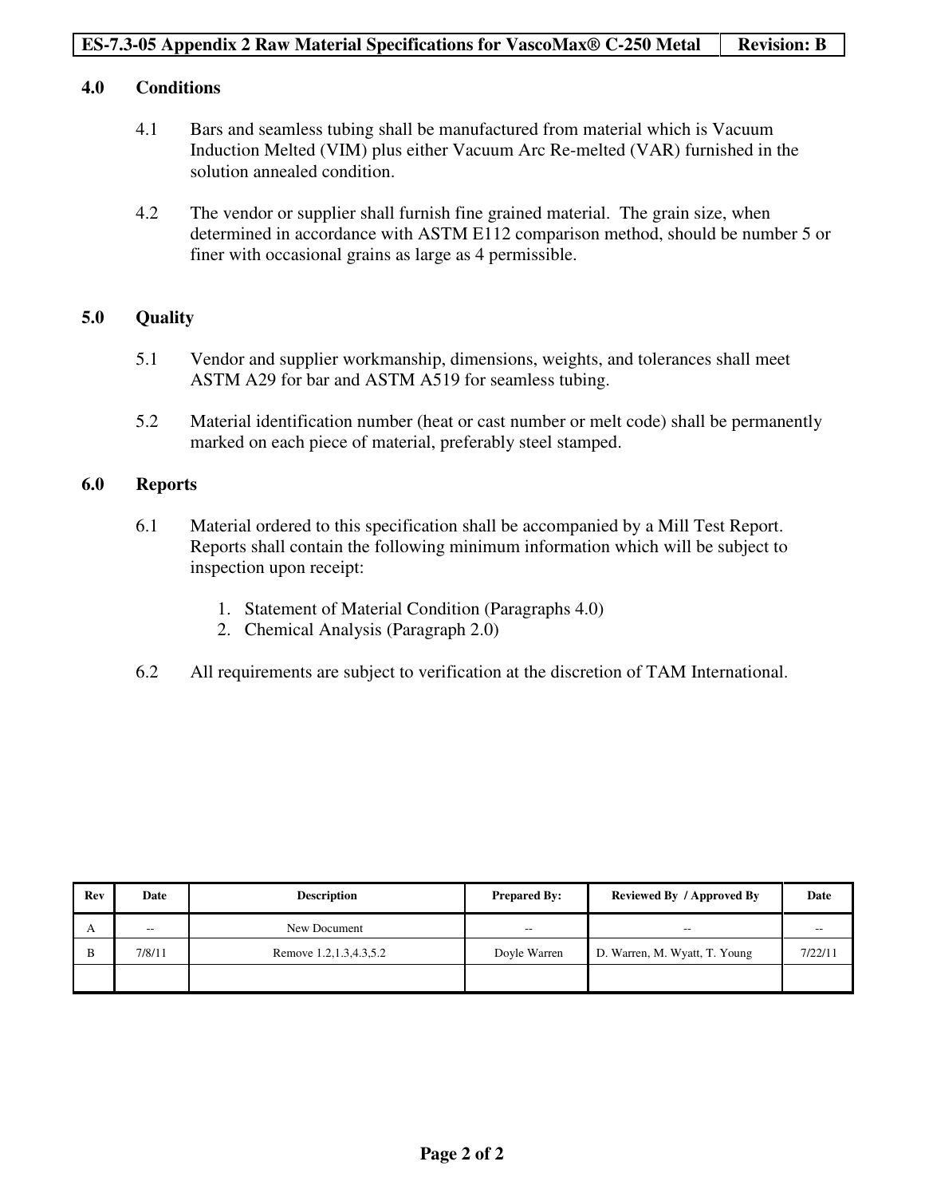## 4.0 Conditions

4.1 Bars and seamless tubing shall be manufactured from material which is Vacuum Induction Melted (VIM) plus either Vacuum Arc Re-melted (VAR) furnished in the solution annealed condition.

4.2 The vendor or supplier shall furnish fine grained material. The grain size, when determined in accordance with ASTM E112 comparison method, should be number 5 or finer with occasional grains as large as 4 permissible.

## 5.0 Quality

5.1 Vendor and supplier workmanship, dimensions, weights, and tolerances shall meet ASTM A29 for bar and ASTM A519 for seamless tubing.

5.2 Material identification number (heat or cast number or melt code) shall be permanently marked on each piece of material, preferably steel stamped.

## 6.0 Reports

6.1 Material ordered to this specification shall be accompanied by a Mill Test Report. Reports shall contain the following minimum information which will be subject to inspection upon receipt:

1. Statement of Material Condition (Paragraphs 4.0)
2. Chemical Analysis (Paragraph 2.0)

6.2 All requirements are subject to verification at the discretion of TAM International.

| Rev | Date | Description | Prepared By: | Reviewed By / Approved By | Date |
|---|---|---|---|---|---|
| A | -- | New Document | -- | -- | -- |
| B | 7/8/11 | Remove 1.2,1.3,4.3,5.2 | Doyle Warren | D. Warren, M. Wyatt, T. Young | 7/22/11 |
| | | | | | |